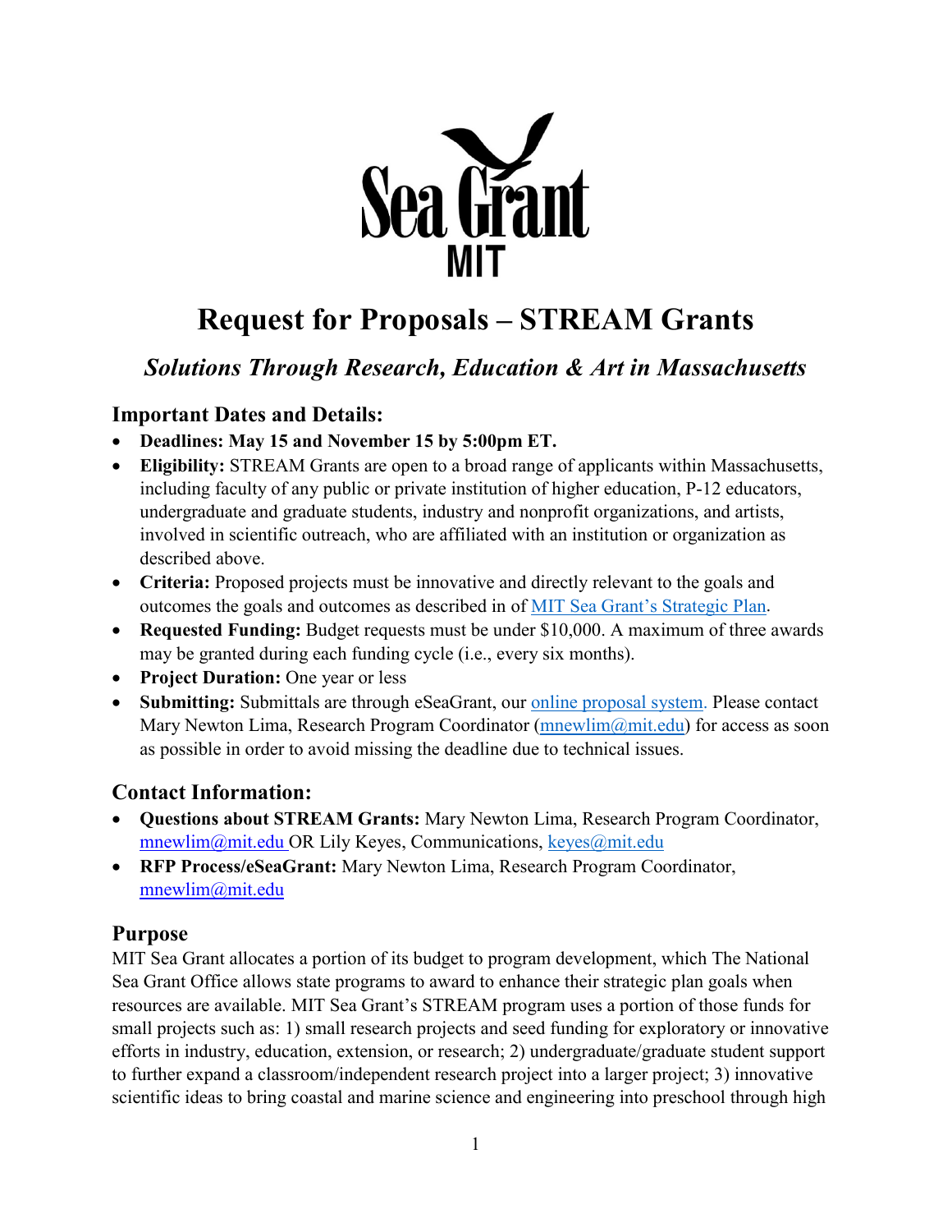Sea Grant MIT

# Request for Proposals – STREAM Grants

## *Solutions Through Research, Education & Art in Massachusetts*

### Important Dates and Details:

- **Deadlines: May 15 and November 15 by 5:00pm ET.**
- **Eligibility:** STREAM Grants are open to a broad range of applicants within Massachusetts, including faculty of any public or private institution of higher education, P-12 educators, undergraduate and graduate students, industry and nonprofit organizations, and artists, involved in scientific outreach, who are affiliated with an institution or organization as described above.
- **Criteria:** Proposed projects must be innovative and directly relevant to the goals and outcomes the goals and outcomes as described in of [MIT Sea Grant's Strategic Plan](#).
- **Requested Funding:** Budget requests must be under $10,000. A maximum of three awards may be granted during each funding cycle (i.e., every six months).
- **Project Duration:** One year or less
- **Submitting:** Submittals are through eSeaGrant, our [online proposal system](#). Please contact Mary Newton Lima, Research Program Coordinator (mnewlim@mit.edu) for access as soon as possible in order to avoid missing the deadline due to technical issues.

### Contact Information:

- **Questions about STREAM Grants:** Mary Newton Lima, Research Program Coordinator, mnewlim@mit.edu OR Lily Keyes, Communications, keyes@mit.edu
- **RFP Process/eSeaGrant:** Mary Newton Lima, Research Program Coordinator, mnewlim@mit.edu

### Purpose

MIT Sea Grant allocates a portion of its budget to program development, which The National Sea Grant Office allows state programs to award to enhance their strategic plan goals when resources are available. MIT Sea Grant's STREAM program uses a portion of those funds for small projects such as: 1) small research projects and seed funding for exploratory or innovative efforts in industry, education, extension, or research; 2) undergraduate/graduate student support to further expand a classroom/independent research project into a larger project; 3) innovative scientific ideas to bring coastal and marine science and engineering into preschool through high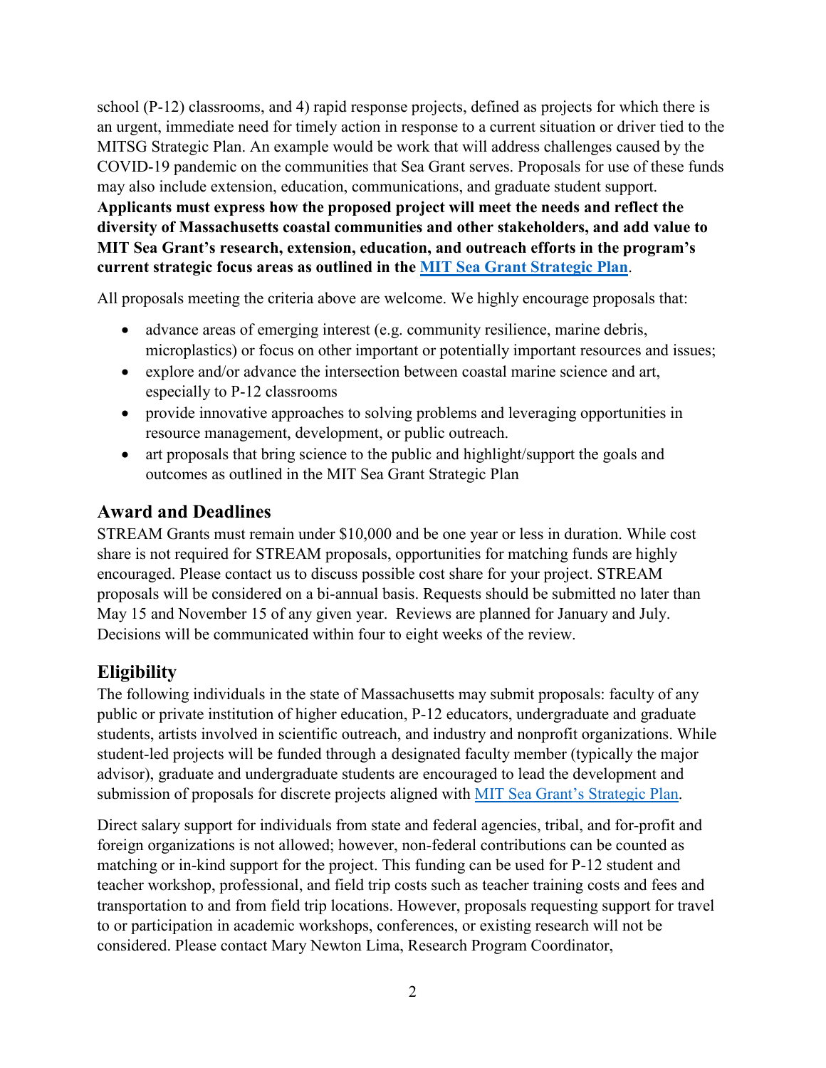school (P-12) classrooms, and 4) rapid response projects, defined as projects for which there is an urgent, immediate need for timely action in response to a current situation or driver tied to the MITSG Strategic Plan. An example would be work that will address challenges caused by the COVID-19 pandemic on the communities that Sea Grant serves. Proposals for use of these funds may also include extension, education, communications, and graduate student support. **Applicants must express how the proposed project will meet the needs and reflect the diversity of Massachusetts coastal communities and other stakeholders, and add value to MIT Sea Grant's research, extension, education, and outreach efforts in the program's current strategic focus areas as outlined in the MIT Sea Grant Strategic Plan**.

All proposals meeting the criteria above are welcome. We highly encourage proposals that:

- advance areas of emerging interest (e.g. community resilience, marine debris, microplastics) or focus on other important or potentially important resources and issues;
- explore and/or advance the intersection between coastal marine science and art, especially to P-12 classrooms
- provide innovative approaches to solving problems and leveraging opportunities in resource management, development, or public outreach.
- art proposals that bring science to the public and highlight/support the goals and outcomes as outlined in the MIT Sea Grant Strategic Plan

## Award and Deadlines

STREAM Grants must remain under $10,000 and be one year or less in duration. While cost share is not required for STREAM proposals, opportunities for matching funds are highly encouraged. Please contact us to discuss possible cost share for your project. STREAM proposals will be considered on a bi-annual basis. Requests should be submitted no later than May 15 and November 15 of any given year. Reviews are planned for January and July. Decisions will be communicated within four to eight weeks of the review.

## Eligibility

The following individuals in the state of Massachusetts may submit proposals: faculty of any public or private institution of higher education, P-12 educators, undergraduate and graduate students, artists involved in scientific outreach, and industry and nonprofit organizations. While student-led projects will be funded through a designated faculty member (typically the major advisor), graduate and undergraduate students are encouraged to lead the development and submission of proposals for discrete projects aligned with MIT Sea Grant's Strategic Plan.

Direct salary support for individuals from state and federal agencies, tribal, and for-profit and foreign organizations is not allowed; however, non-federal contributions can be counted as matching or in-kind support for the project. This funding can be used for P-12 student and teacher workshop, professional, and field trip costs such as teacher training costs and fees and transportation to and from field trip locations. However, proposals requesting support for travel to or participation in academic workshops, conferences, or existing research will not be considered. Please contact Mary Newton Lima, Research Program Coordinator,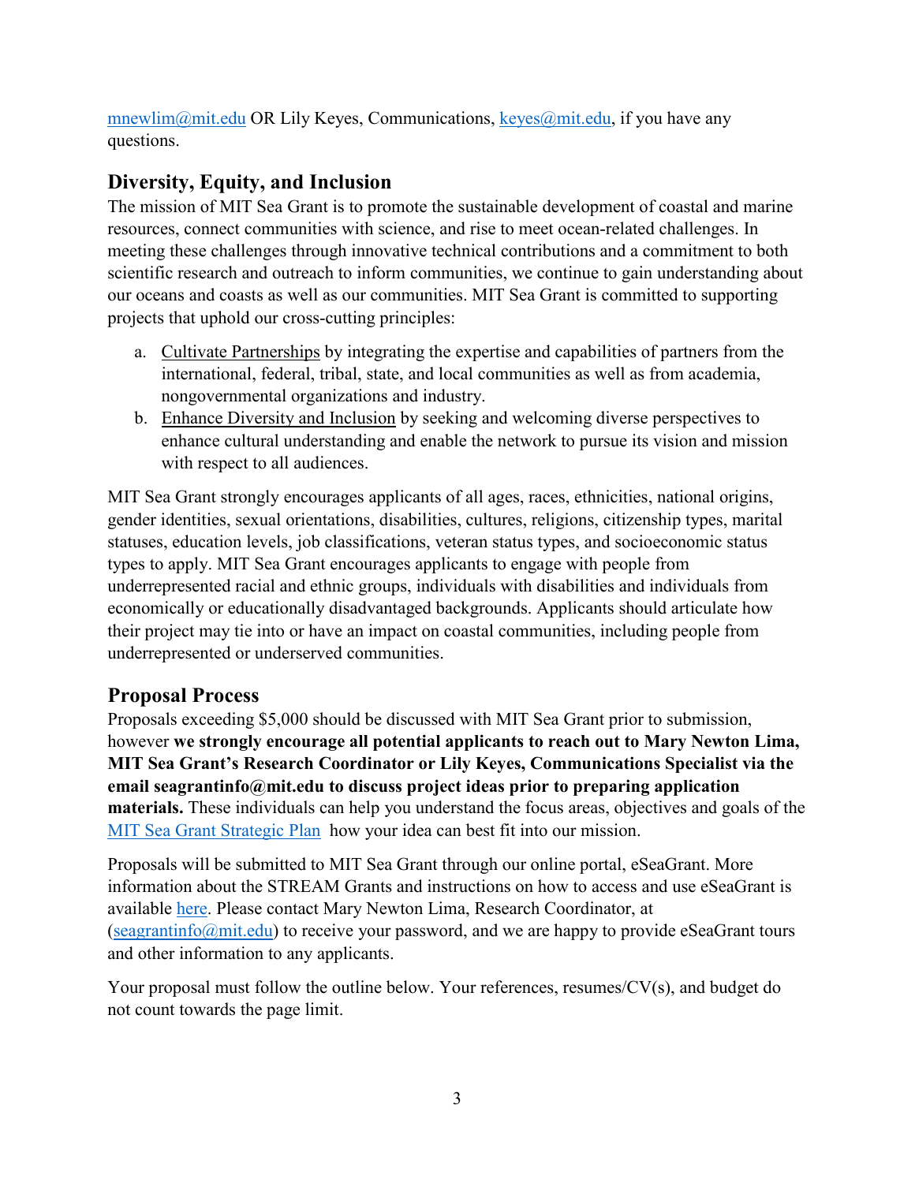mnewlim@mit.edu OR Lily Keyes, Communications, keyes@mit.edu, if you have any questions.

## Diversity, Equity, and Inclusion

The mission of MIT Sea Grant is to promote the sustainable development of coastal and marine resources, connect communities with science, and rise to meet ocean-related challenges. In meeting these challenges through innovative technical contributions and a commitment to both scientific research and outreach to inform communities, we continue to gain understanding about our oceans and coasts as well as our communities. MIT Sea Grant is committed to supporting projects that uphold our cross-cutting principles:

a. Cultivate Partnerships by integrating the expertise and capabilities of partners from the international, federal, tribal, state, and local communities as well as from academia, nongovernmental organizations and industry.
b. Enhance Diversity and Inclusion by seeking and welcoming diverse perspectives to enhance cultural understanding and enable the network to pursue its vision and mission with respect to all audiences.

MIT Sea Grant strongly encourages applicants of all ages, races, ethnicities, national origins, gender identities, sexual orientations, disabilities, cultures, religions, citizenship types, marital statuses, education levels, job classifications, veteran status types, and socioeconomic status types to apply. MIT Sea Grant encourages applicants to engage with people from underrepresented racial and ethnic groups, individuals with disabilities and individuals from economically or educationally disadvantaged backgrounds. Applicants should articulate how their project may tie into or have an impact on coastal communities, including people from underrepresented or underserved communities.

## Proposal Process

Proposals exceeding $5,000 should be discussed with MIT Sea Grant prior to submission, however **we strongly encourage all potential applicants to reach out to Mary Newton Lima, MIT Sea Grant's Research Coordinator or Lily Keyes, Communications Specialist via the email seagrantinfo@mit.edu to discuss project ideas prior to preparing application materials.** These individuals can help you understand the focus areas, objectives and goals of the MIT Sea Grant Strategic Plan how your idea can best fit into our mission.

Proposals will be submitted to MIT Sea Grant through our online portal, eSeaGrant. More information about the STREAM Grants and instructions on how to access and use eSeaGrant is available here. Please contact Mary Newton Lima, Research Coordinator, at (seagrantinfo@mit.edu) to receive your password, and we are happy to provide eSeaGrant tours and other information to any applicants.

Your proposal must follow the outline below. Your references, resumes/CV(s), and budget do not count towards the page limit.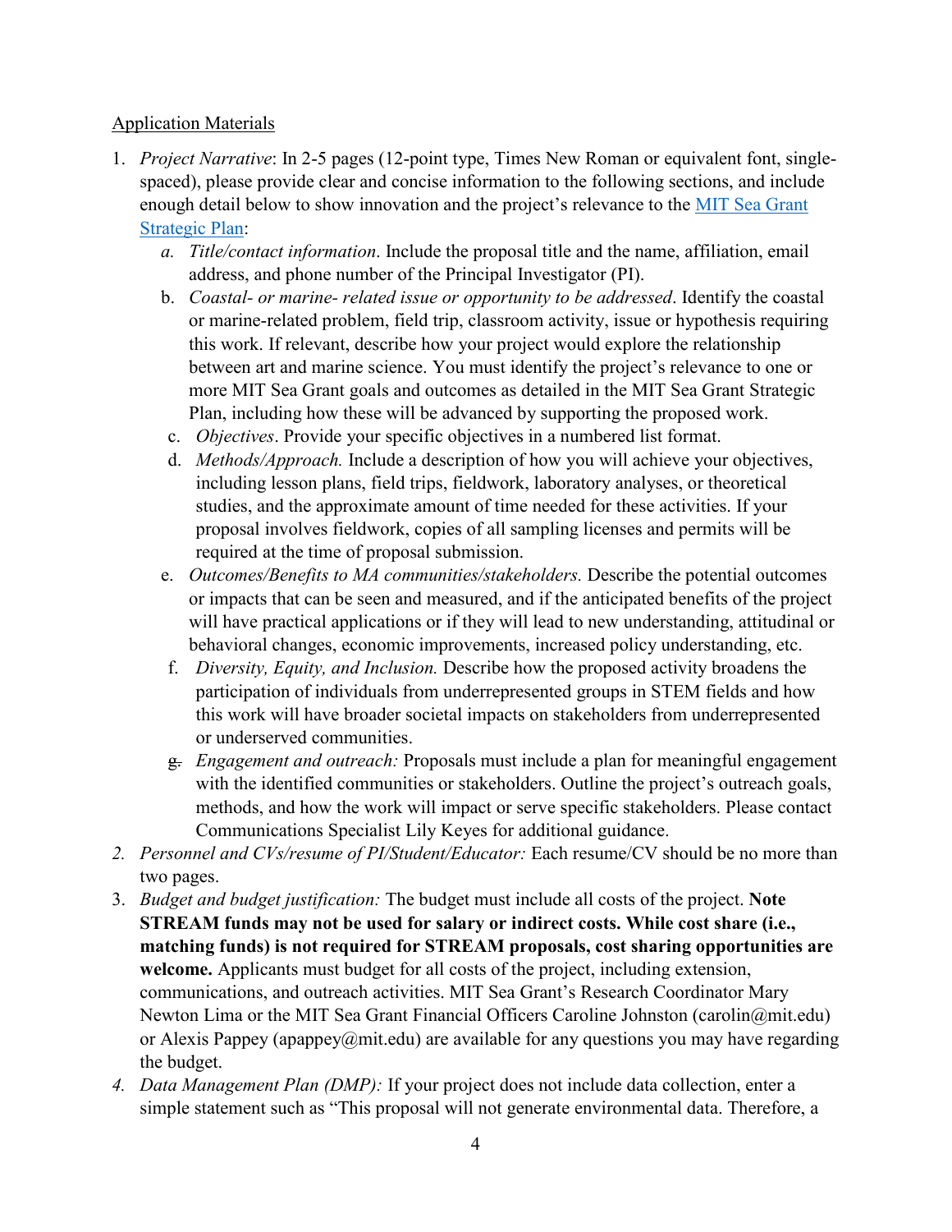Application Materials

1. *Project Narrative*: In 2-5 pages (12-point type, Times New Roman or equivalent font, single-spaced), please provide clear and concise information to the following sections, and include enough detail below to show innovation and the project's relevance to the [MIT Sea Grant Strategic Plan](MIT Sea Grant Strategic Plan):
   a. *Title/contact information*. Include the proposal title and the name, affiliation, email address, and phone number of the Principal Investigator (PI).
   b. *Coastal- or marine- related issue or opportunity to be addressed*. Identify the coastal or marine-related problem, field trip, classroom activity, issue or hypothesis requiring this work. If relevant, describe how your project would explore the relationship between art and marine science. You must identify the project's relevance to one or more MIT Sea Grant goals and outcomes as detailed in the MIT Sea Grant Strategic Plan, including how these will be advanced by supporting the proposed work.
   c. *Objectives*. Provide your specific objectives in a numbered list format.
   d. *Methods/Approach.* Include a description of how you will achieve your objectives, including lesson plans, field trips, fieldwork, laboratory analyses, or theoretical studies, and the approximate amount of time needed for these activities. If your proposal involves fieldwork, copies of all sampling licenses and permits will be required at the time of proposal submission.
   e. *Outcomes/Benefits to MA communities/stakeholders.* Describe the potential outcomes or impacts that can be seen and measured, and if the anticipated benefits of the project will have practical applications or if they will lead to new understanding, attitudinal or behavioral changes, economic improvements, increased policy understanding, etc.
   f. *Diversity, Equity, and Inclusion.* Describe how the proposed activity broadens the participation of individuals from underrepresented groups in STEM fields and how this work will have broader societal impacts on stakeholders from underrepresented or underserved communities.
   g. *Engagement and outreach:* Proposals must include a plan for meaningful engagement with the identified communities or stakeholders. Outline the project's outreach goals, methods, and how the work will impact or serve specific stakeholders. Please contact Communications Specialist Lily Keyes for additional guidance.
2. *Personnel and CVs/resume of PI/Student/Educator:* Each resume/CV should be no more than two pages.
3. *Budget and budget justification:* The budget must include all costs of the project. **Note STREAM funds may not be used for salary or indirect costs. While cost share (i.e., matching funds) is not required for STREAM proposals, cost sharing opportunities are welcome.** Applicants must budget for all costs of the project, including extension, communications, and outreach activities. MIT Sea Grant's Research Coordinator Mary Newton Lima or the MIT Sea Grant Financial Officers Caroline Johnston (carolin@mit.edu) or Alexis Pappey (apappey@mit.edu) are available for any questions you may have regarding the budget.
4. *Data Management Plan (DMP):* If your project does not include data collection, enter a simple statement such as "This proposal will not generate environmental data. Therefore, a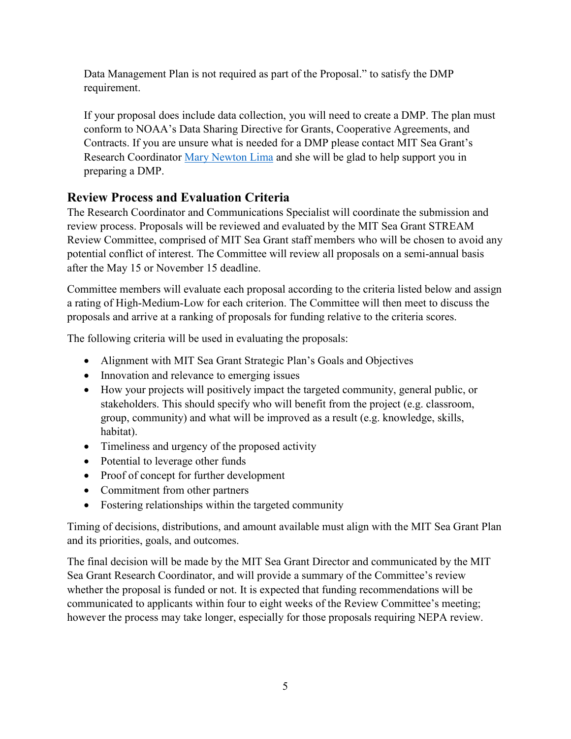Data Management Plan is not required as part of the Proposal." to satisfy the DMP requirement.

If your proposal does include data collection, you will need to create a DMP. The plan must conform to NOAA's Data Sharing Directive for Grants, Cooperative Agreements, and Contracts. If you are unsure what is needed for a DMP please contact MIT Sea Grant's Research Coordinator [Mary Newton Lima]() and she will be glad to help support you in preparing a DMP.

## Review Process and Evaluation Criteria

The Research Coordinator and Communications Specialist will coordinate the submission and review process. Proposals will be reviewed and evaluated by the MIT Sea Grant STREAM Review Committee, comprised of MIT Sea Grant staff members who will be chosen to avoid any potential conflict of interest. The Committee will review all proposals on a semi-annual basis after the May 15 or November 15 deadline.

Committee members will evaluate each proposal according to the criteria listed below and assign a rating of High-Medium-Low for each criterion. The Committee will then meet to discuss the proposals and arrive at a ranking of proposals for funding relative to the criteria scores.

The following criteria will be used in evaluating the proposals:

- Alignment with MIT Sea Grant Strategic Plan's Goals and Objectives
- Innovation and relevance to emerging issues
- How your projects will positively impact the targeted community, general public, or stakeholders. This should specify who will benefit from the project (e.g. classroom, group, community) and what will be improved as a result (e.g. knowledge, skills, habitat).
- Timeliness and urgency of the proposed activity
- Potential to leverage other funds
- Proof of concept for further development
- Commitment from other partners
- Fostering relationships within the targeted community

Timing of decisions, distributions, and amount available must align with the MIT Sea Grant Plan and its priorities, goals, and outcomes.

The final decision will be made by the MIT Sea Grant Director and communicated by the MIT Sea Grant Research Coordinator, and will provide a summary of the Committee's review whether the proposal is funded or not. It is expected that funding recommendations will be communicated to applicants within four to eight weeks of the Review Committee's meeting; however the process may take longer, especially for those proposals requiring NEPA review.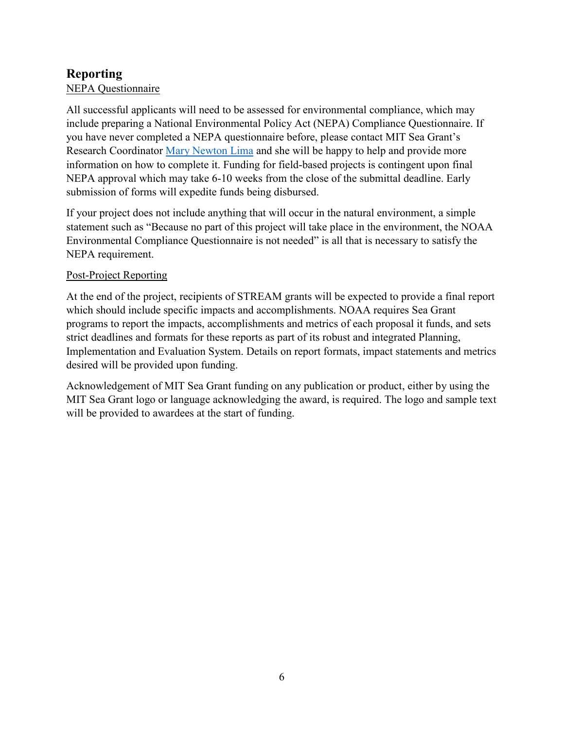## Reporting

### NEPA Questionnaire

All successful applicants will need to be assessed for environmental compliance, which may include preparing a National Environmental Policy Act (NEPA) Compliance Questionnaire. If you have never completed a NEPA questionnaire before, please contact MIT Sea Grant's Research Coordinator Mary Newton Lima and she will be happy to help and provide more information on how to complete it. Funding for field-based projects is contingent upon final NEPA approval which may take 6-10 weeks from the close of the submittal deadline. Early submission of forms will expedite funds being disbursed.

If your project does not include anything that will occur in the natural environment, a simple statement such as "Because no part of this project will take place in the environment, the NOAA Environmental Compliance Questionnaire is not needed" is all that is necessary to satisfy the NEPA requirement.

### Post-Project Reporting

At the end of the project, recipients of STREAM grants will be expected to provide a final report which should include specific impacts and accomplishments. NOAA requires Sea Grant programs to report the impacts, accomplishments and metrics of each proposal it funds, and sets strict deadlines and formats for these reports as part of its robust and integrated Planning, Implementation and Evaluation System. Details on report formats, impact statements and metrics desired will be provided upon funding.

Acknowledgement of MIT Sea Grant funding on any publication or product, either by using the MIT Sea Grant logo or language acknowledging the award, is required. The logo and sample text will be provided to awardees at the start of funding.